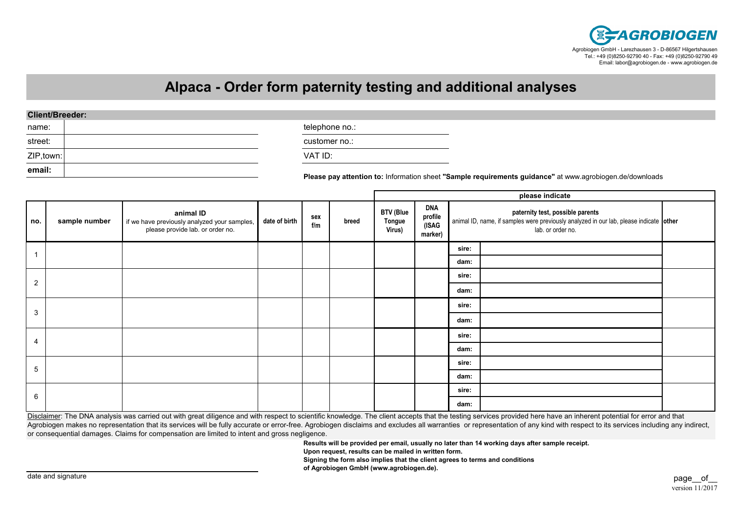AGROBIOGEN

Agrobiogen GmbH - Larezhausen 3 - D-86567 Hilgertshausen
Tel.: +49 (0)8250-92790 40 - Fax: +49 (0)8250-92790 49
Email: labor@agrobiogen.de - www.agrobiogen.de

# Alpaca - Order form paternity testing and additional analyses

**Client/Breeder:**

| | | | |
|---|---|---|---|
| name: | | telephone no.: | |
| street: | | customer no.: | |
| ZIP,town: | | VAT ID: | |
| **email:** | | | |

**Please pay attention to:** Information sheet **"Sample requirements guidance"** at www.agrobiogen.de/downloads

| | | | | | | please indicate | | | | |
|---|---|---|---|---|---|---|---|---|---|---|
| **no.** | **sample number** | **animal ID** if we have previously analyzed your samples, please provide lab. or order no. | **date of birth** | **sex f/m** | **breed** | **BTV (Blue Tongue Virus)** | **DNA profile (ISAG marker)** | **paternity test, possible parents** animal ID, name, if samples were previously analyzed in our lab, please indicate lab. or order no. | | **other** |
| 1 | | | | | | | | sire: | | |
| | | | | | | | | dam: | | |
| 2 | | | | | | | | sire: | | |
| | | | | | | | | dam: | | |
| 3 | | | | | | | | sire: | | |
| | | | | | | | | dam: | | |
| 4 | | | | | | | | sire: | | |
| | | | | | | | | dam: | | |
| 5 | | | | | | | | sire: | | |
| | | | | | | | | dam: | | |
| 6 | | | | | | | | sire: | | |
| | | | | | | | | dam: | | |

Disclaimer: The DNA analysis was carried out with great diligence and with respect to scientific knowledge. The client accepts that the testing services provided here have an inherent potential for error and that Agrobiogen makes no representation that its services will be fully accurate or error-free. Agrobiogen disclaims and excludes all warranties or representation of any kind with respect to its services including any indirect, or consequential damages. Claims for compensation are limited to intent and gross negligence.

**Results will be provided per email, usually no later than 14 working days after sample receipt.**
**Upon request, results can be mailed in written form.**
**Signing the form also implies that the client agrees to terms and conditions of Agrobiogen GmbH (www.agrobiogen.de).**

date and signature

page__of__

version 11/2017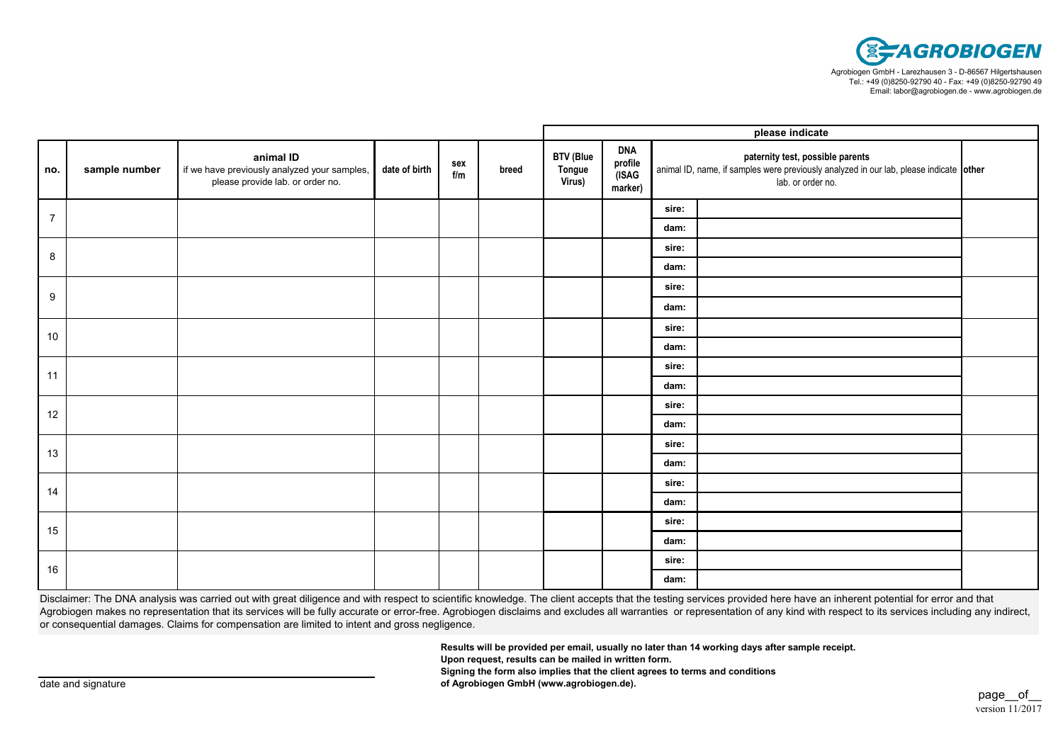AGROBIOGEN

Agrobiogen GmbH - Larezhausen 3 - D-86567 Hilgertshausen
Tel.: +49 (0)8250-92790 40 - Fax: +49 (0)8250-92790 49
Email: labor@agrobiogen.de - www.agrobiogen.de

| | | | | | | please indicate | | | | |
|---|---|---|---|---|---|---|---|---|---|---|
| **no.** | **sample number** | **animal ID** if we have previously analyzed your samples, please provide lab. or order no. | **date of birth** | **sex f/m** | **breed** | **BTV (Blue Tongue Virus)** | **DNA profile (ISAG marker)** | **paternity test, possible parents** animal ID, name, if samples were previously analyzed in our lab, please indicate lab. or order no. | | **other** |
| 7 | | | | | | | | **sire:** | | |
| | | | | | | | | **dam:** | | |
| 8 | | | | | | | | **sire:** | | |
| | | | | | | | | **dam:** | | |
| 9 | | | | | | | | **sire:** | | |
| | | | | | | | | **dam:** | | |
| 10 | | | | | | | | **sire:** | | |
| | | | | | | | | **dam:** | | |
| 11 | | | | | | | | **sire:** | | |
| | | | | | | | | **dam:** | | |
| 12 | | | | | | | | **sire:** | | |
| | | | | | | | | **dam:** | | |
| 13 | | | | | | | | **sire:** | | |
| | | | | | | | | **dam:** | | |
| 14 | | | | | | | | **sire:** | | |
| | | | | | | | | **dam:** | | |
| 15 | | | | | | | | **sire:** | | |
| | | | | | | | | **dam:** | | |
| 16 | | | | | | | | **sire:** | | |
| | | | | | | | | **dam:** | | |

Disclaimer: The DNA analysis was carried out with great diligence and with respect to scientific knowledge. The client accepts that the testing services provided here have an inherent potential for error and that Agrobiogen makes no representation that its services will be fully accurate or error-free. Agrobiogen disclaims and excludes all warranties or representation of any kind with respect to its services including any indirect, or consequential damages. Claims for compensation are limited to intent and gross negligence.

date and signature

**Results will be provided per email, usually no later than 14 working days after sample receipt.**
**Upon request, results can be mailed in written form.**
**Signing the form also implies that the client agrees to terms and conditions of Agrobiogen GmbH (www.agrobiogen.de).**

page__of__
version 11/2017